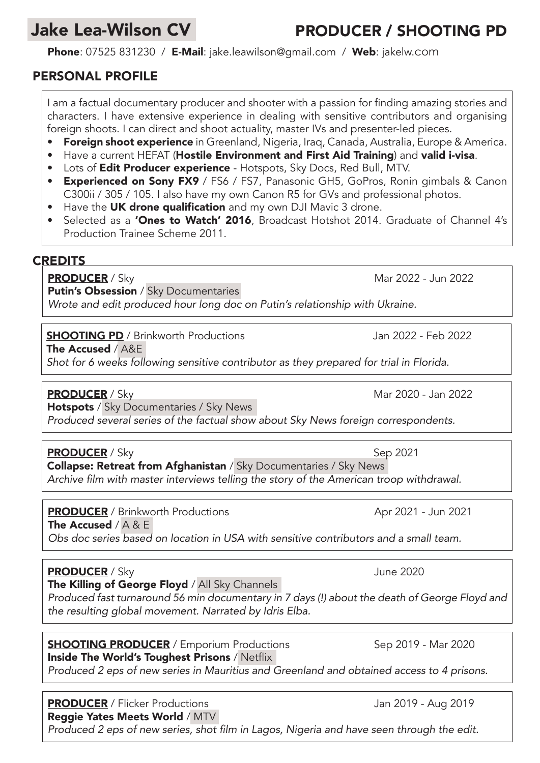# Jake Lea-Wilson CV

## PRODUCER / SHOOTING PD

**Phone**: 07525 831230 / **E-Mail**: jake.leawilson@gmail.com / **Web**: jakelw.com

## PERSONAL PROFILE

I am a factual documentary producer and shooter with a passion for finding amazing stories and characters. I have extensive experience in dealing with sensitive contributors and organising foreign shoots. I can direct and shoot actuality, master IVs and presenter-led pieces.

- **Foreign shoot experience** in Greenland, Nigeria, Iraq, Canada, Australia, Europe & America.
- Have a current HEFAT (**Hostile Environment and First Aid Training**) and **valid i-visa**.
- Lots of **Edit Producer experience** - Hotspots, Sky Docs, Red Bull, MTV.
- **Experienced on Sony FX9** / FS6 / FS7, Panasonic GH5, GoPros, Ronin gimbals & Canon C300ii / 305 / 105. I also have my own Canon R5 for GVs and professional photos.
- Have the **UK drone qualification** and my own DJI Mavic 3 drone.
- Selected as a **'Ones to Watch' 2016**, Broadcast Hotshot 2014. Graduate of Channel 4's Production Trainee Scheme 2011.

## CREDITS

**PRODUCER** / Sky — Mar 2022 - Jun 2022
**Putin's Obsession** / Sky Documentaries
*Wrote and edit produced hour long doc on Putin's relationship with Ukraine.*

**SHOOTING PD** / Brinkworth Productions — Jan 2022 - Feb 2022
**The Accused** / A&E
*Shot for 6 weeks following sensitive contributor as they prepared for trial in Florida.*

**PRODUCER** / Sky — Mar 2020 - Jan 2022
**Hotspots** / Sky Documentaries / Sky News
*Produced several series of the factual show about Sky News foreign correspondents.*

**PRODUCER** / Sky — Sep 2021
**Collapse: Retreat from Afghanistan** / Sky Documentaries / Sky News
*Archive film with master interviews telling the story of the American troop withdrawal.*

**PRODUCER** / Brinkworth Productions — Apr 2021 - Jun 2021
**The Accused** / A & E
*Obs doc series based on location in USA with sensitive contributors and a small team.*

**PRODUCER** / Sky — June 2020
**The Killing of George Floyd** / All Sky Channels
*Produced fast turnaround 56 min documentary in 7 days (!) about the death of George Floyd and the resulting global movement. Narrated by Idris Elba.*

**SHOOTING PRODUCER** / Emporium Productions — Sep 2019 - Mar 2020
**Inside The World's Toughest Prisons** / Netflix
*Produced 2 eps of new series in Mauritius and Greenland and obtained access to 4 prisons.*

**PRODUCER** / Flicker Productions — Jan 2019 - Aug 2019
**Reggie Yates Meets World** / MTV
*Produced 2 eps of new series, shot film in Lagos, Nigeria and have seen through the edit.*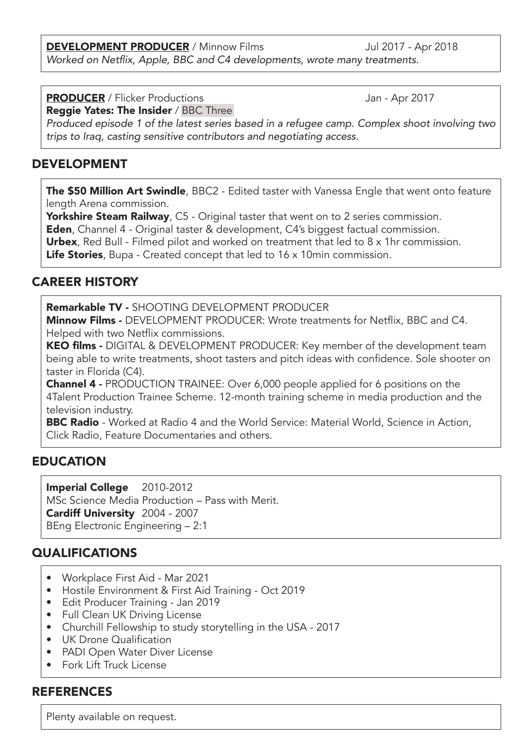**DEVELOPMENT PRODUCER** / Minnow Films Jul 2017 - Apr 2018
*Worked on Netflix, Apple, BBC and C4 developments, wrote many treatments.*

**PRODUCER** / Flicker Productions Jan - Apr 2017
**Reggie Yates: The Insider** / BBC Three
*Produced episode 1 of the latest series based in a refugee camp. Complex shoot involving two trips to Iraq, casting sensitive contributors and negotiating access.*

## DEVELOPMENT

**The $50 Million Art Swindle**, BBC2 - Edited taster with Vanessa Engle that went onto feature length Arena commission.
**Yorkshire Steam Railway**, C5 - Original taster that went on to 2 series commission.
**Eden**, Channel 4 - Original taster & development, C4's biggest factual commission.
**Urbex**, Red Bull - Filmed pilot and worked on treatment that led to 8 x 1hr commission.
**Life Stories**, Bupa - Created concept that led to 16 x 10min commission.

## CAREER HISTORY

**Remarkable TV -** SHOOTING DEVELOPMENT PRODUCER
**Minnow Films -** DEVELOPMENT PRODUCER: Wrote treatments for Netflix, BBC and C4. Helped with two Netflix commissions.
**KEO films -** DIGITAL & DEVELOPMENT PRODUCER: Key member of the development team being able to write treatments, shoot tasters and pitch ideas with confidence. Sole shooter on taster in Florida (C4).
**Channel 4 -** PRODUCTION TRAINEE: Over 6,000 people applied for 6 positions on the 4Talent Production Trainee Scheme. 12-month training scheme in media production and the television industry.
**BBC Radio** - Worked at Radio 4 and the World Service: Material World, Science in Action, Click Radio, Feature Documentaries and others.

## EDUCATION

**Imperial College** 2010-2012
MSc Science Media Production – Pass with Merit.
**Cardiff University** 2004 - 2007
BEng Electronic Engineering – 2:1

## QUALIFICATIONS

- Workplace First Aid - Mar 2021
- Hostile Environment & First Aid Training - Oct 2019
- Edit Producer Training - Jan 2019
- Full Clean UK Driving License
- Churchill Fellowship to study storytelling in the USA - 2017
- UK Drone Qualification
- PADI Open Water Diver License
- Fork Lift Truck License

## REFERENCES

Plenty available on request.